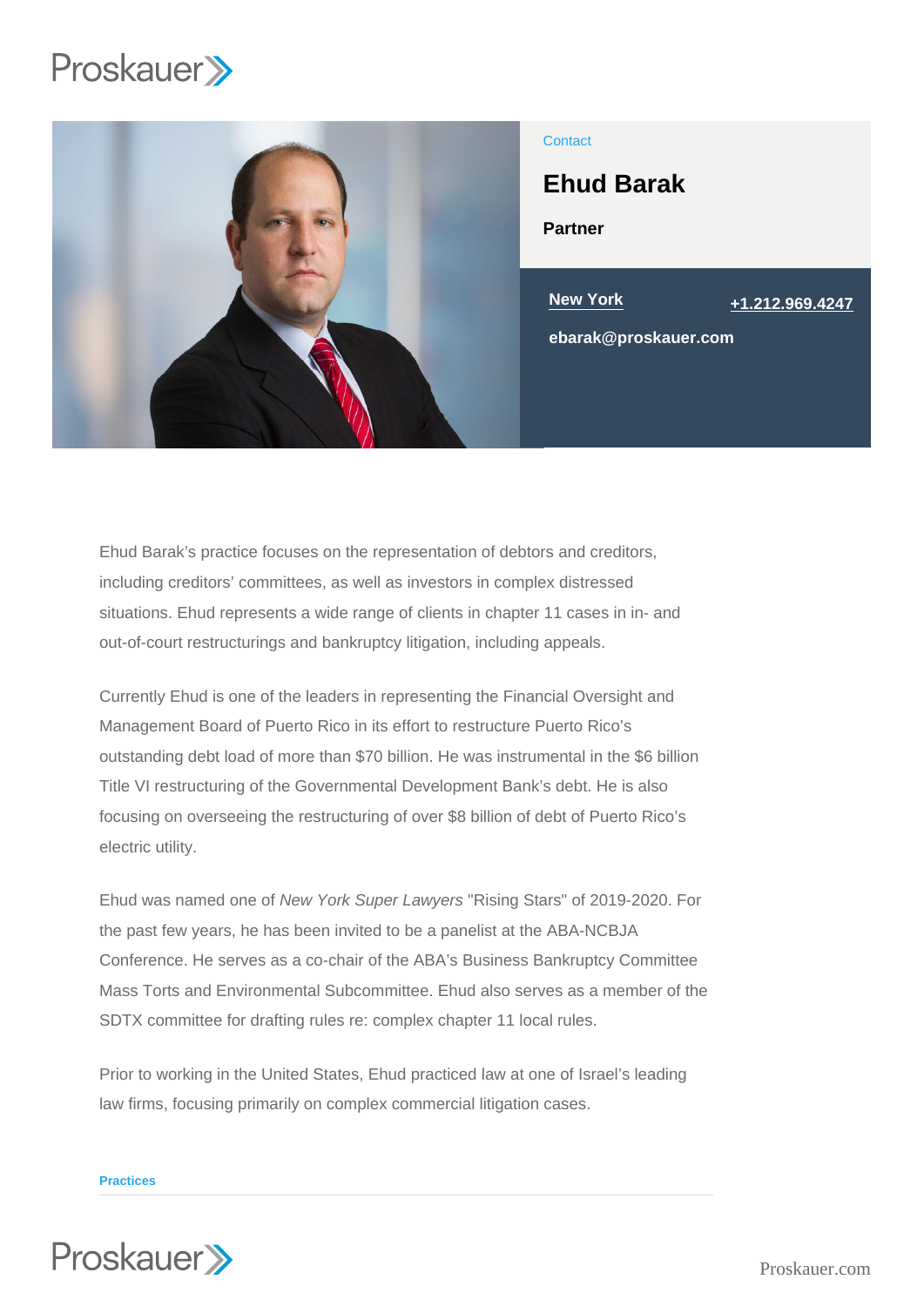Contact

# Ehud Barak

**Partner**

New York

+1.212.969.4247

ebarak@proskauer.com

Ehud Barak's practice focuses on the representation of debtors and creditors, including creditors' committees, as well as investors in complex distressed situations. Ehud represents a wide range of clients in chapter 11 cases in in- and out-of-court restructurings and bankruptcy litigation, including appeals.

Currently Ehud is one of the leaders in representing the Financial Oversight and Management Board of Puerto Rico in its effort to restructure Puerto Rico's outstanding debt load of more than $70 billion. He was instrumental in the $6 billion Title VI restructuring of the Governmental Development Bank's debt. He is also focusing on overseeing the restructuring of over $8 billion of debt of Puerto Rico's electric utility.

Ehud was named one of *New York Super Lawyers* "Rising Stars" of 2019-2020. For the past few years, he has been invited to be a panelist at the ABA-NCBJA Conference. He serves as a co-chair of the ABA's Business Bankruptcy Committee Mass Torts and Environmental Subcommittee. Ehud also serves as a member of the SDTX committee for drafting rules re: complex chapter 11 local rules.

Prior to working in the United States, Ehud practiced law at one of Israel's leading law firms, focusing primarily on complex commercial litigation cases.

## Practices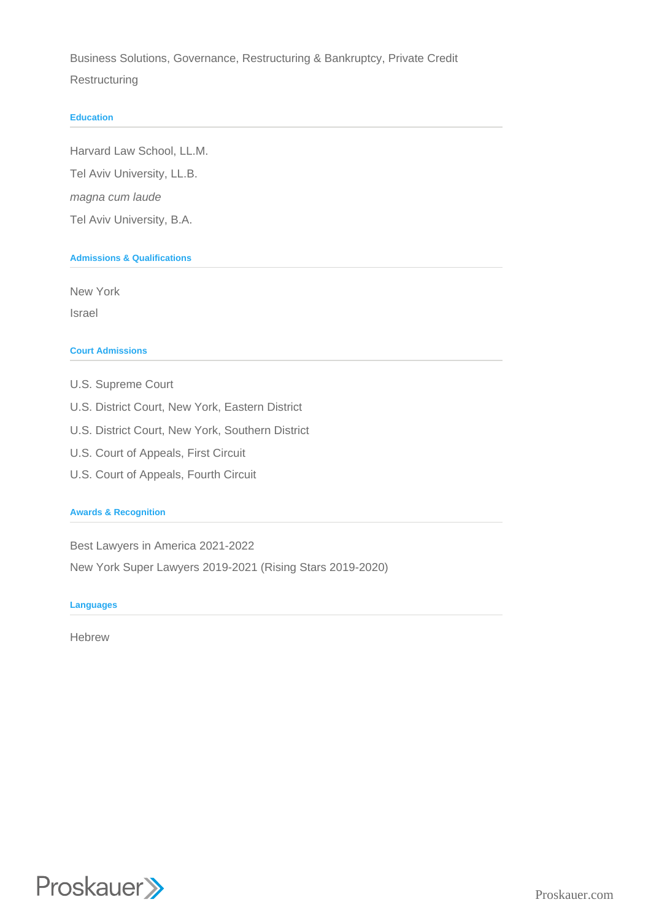Business Solutions, Governance, Restructuring & Bankruptcy, Private Credit

Restructuring

### Education

Harvard Law School, LL.M.

Tel Aviv University, LL.B.

*magna cum laude*

Tel Aviv University, B.A.

### Admissions & Qualifications

New York

Israel

### Court Admissions

U.S. Supreme Court

U.S. District Court, New York, Eastern District

U.S. District Court, New York, Southern District

U.S. Court of Appeals, First Circuit

U.S. Court of Appeals, Fourth Circuit

### Awards & Recognition

Best Lawyers in America 2021-2022

New York Super Lawyers 2019-2021 (Rising Stars 2019-2020)

### Languages

Hebrew